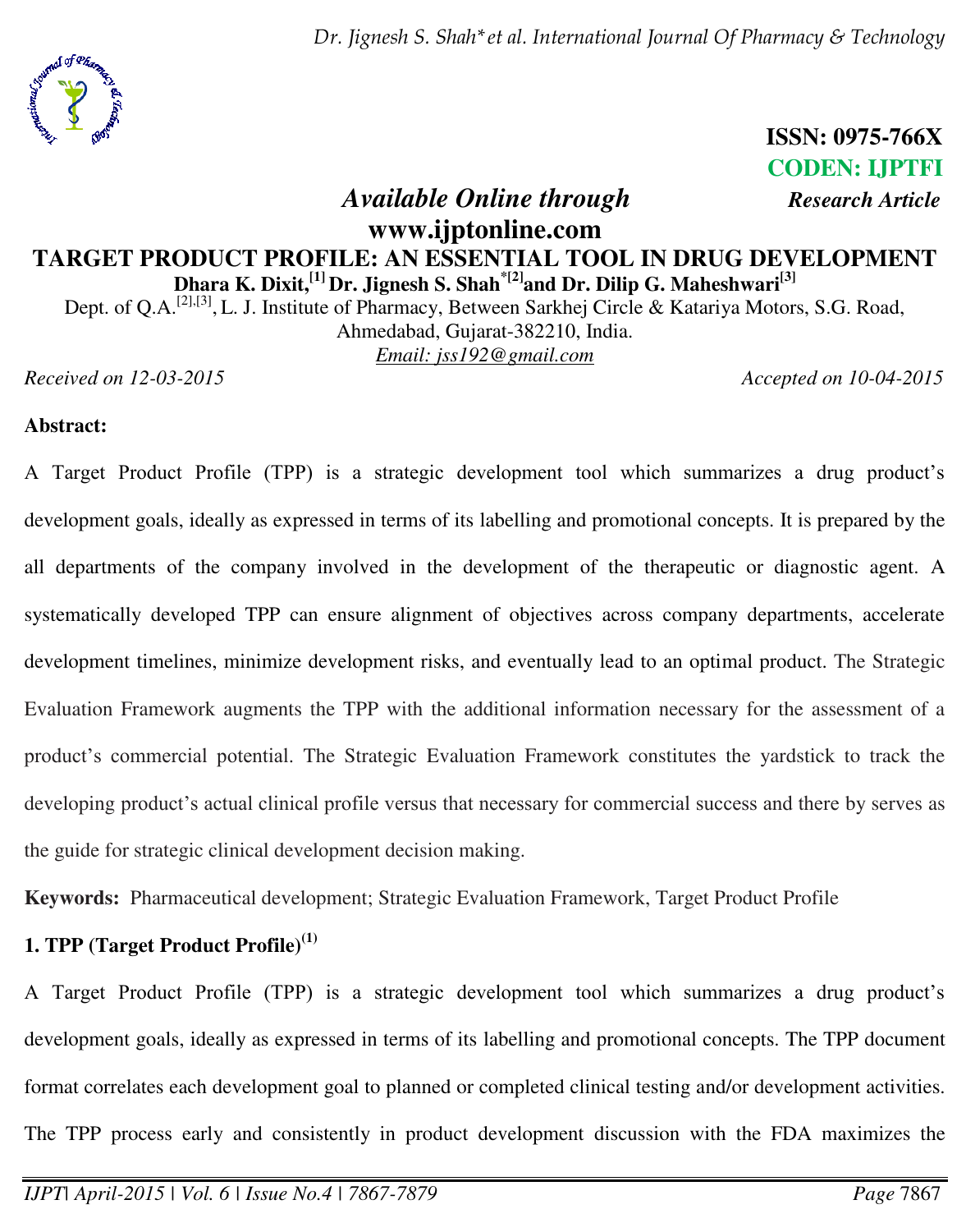ISSN: 0975-766X
CODEN: IJPTFI

*Available Online through* *Research Article*

**www.ijptonline.com**

# TARGET PRODUCT PROFILE: AN ESSENTIAL TOOL IN DRUG DEVELOPMENT

**Dhara K. Dixit,[1] Dr. Jignesh S. Shah*[2] and Dr. Dilip G. Maheshwari[3]**

Dept. of Q.A.[2],[3], L. J. Institute of Pharmacy, Between Sarkhej Circle & Katariya Motors, S.G. Road, Ahmedabad, Gujarat-382210, India.

*Email: jss192@gmail.com*

*Received on 12-03-2015* *Accepted on 10-04-2015*

**Abstract:**

A Target Product Profile (TPP) is a strategic development tool which summarizes a drug product's development goals, ideally as expressed in terms of its labelling and promotional concepts. It is prepared by the all departments of the company involved in the development of the therapeutic or diagnostic agent. A systematically developed TPP can ensure alignment of objectives across company departments, accelerate development timelines, minimize development risks, and eventually lead to an optimal product. The Strategic Evaluation Framework augments the TPP with the additional information necessary for the assessment of a product's commercial potential. The Strategic Evaluation Framework constitutes the yardstick to track the developing product's actual clinical profile versus that necessary for commercial success and there by serves as the guide for strategic clinical development decision making.

**Keywords:** Pharmaceutical development; Strategic Evaluation Framework, Target Product Profile

## 1. TPP (Target Product Profile)[1]

A Target Product Profile (TPP) is a strategic development tool which summarizes a drug product's development goals, ideally as expressed in terms of its labelling and promotional concepts. The TPP document format correlates each development goal to planned or completed clinical testing and/or development activities. The TPP process early and consistently in product development discussion with the FDA maximizes the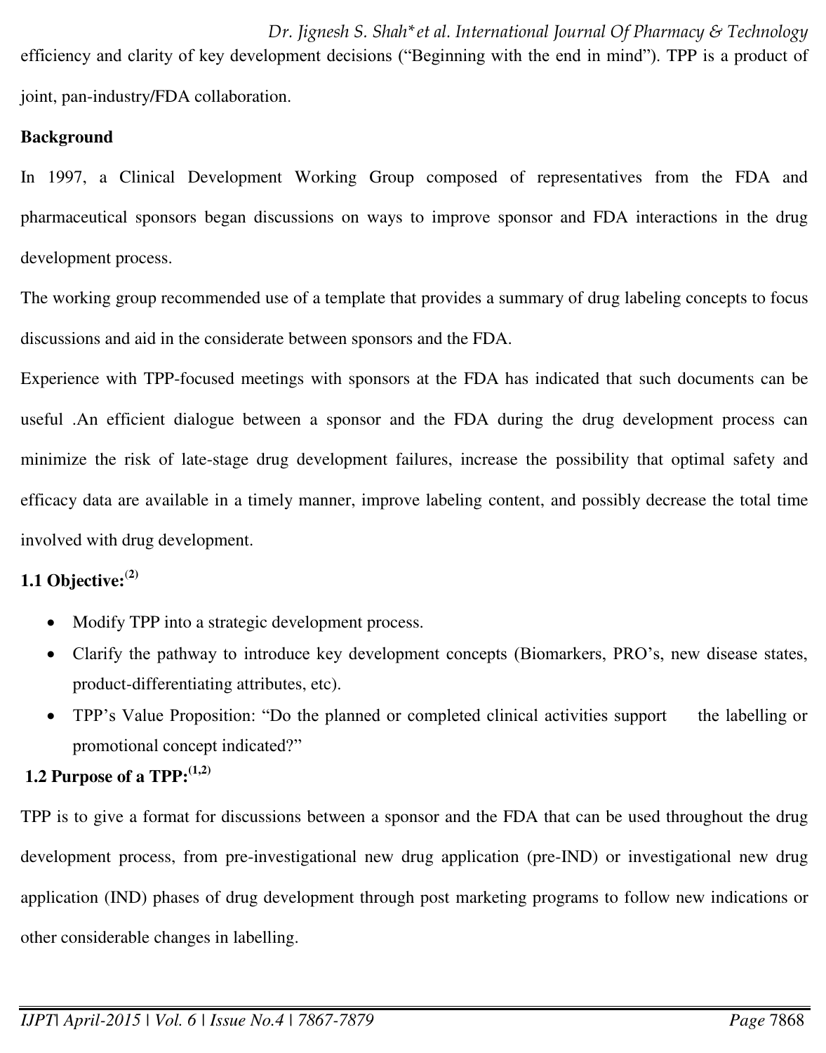efficiency and clarity of key development decisions (“Beginning with the end in mind”). TPP is a product of joint, pan-industry/FDA collaboration.

**Background**

In 1997, a Clinical Development Working Group composed of representatives from the FDA and pharmaceutical sponsors began discussions on ways to improve sponsor and FDA interactions in the drug development process.

The working group recommended use of a template that provides a summary of drug labeling concepts to focus discussions and aid in the considerate between sponsors and the FDA.

Experience with TPP-focused meetings with sponsors at the FDA has indicated that such documents can be useful .An efficient dialogue between a sponsor and the FDA during the drug development process can minimize the risk of late-stage drug development failures, increase the possibility that optimal safety and efficacy data are available in a timely manner, improve labeling content, and possibly decrease the total time involved with drug development.

**1.1 Objective:**[2]

- Modify TPP into a strategic development process.
- Clarify the pathway to introduce key development concepts (Biomarkers, PRO’s, new disease states, product-differentiating attributes, etc).
- TPP’s Value Proposition: “Do the planned or completed clinical activities support the labelling or promotional concept indicated?”

**1.2 Purpose of a TPP:**[1,2]

TPP is to give a format for discussions between a sponsor and the FDA that can be used throughout the drug development process, from pre-investigational new drug application (pre-IND) or investigational new drug application (IND) phases of drug development through post marketing programs to follow new indications or other considerable changes in labelling.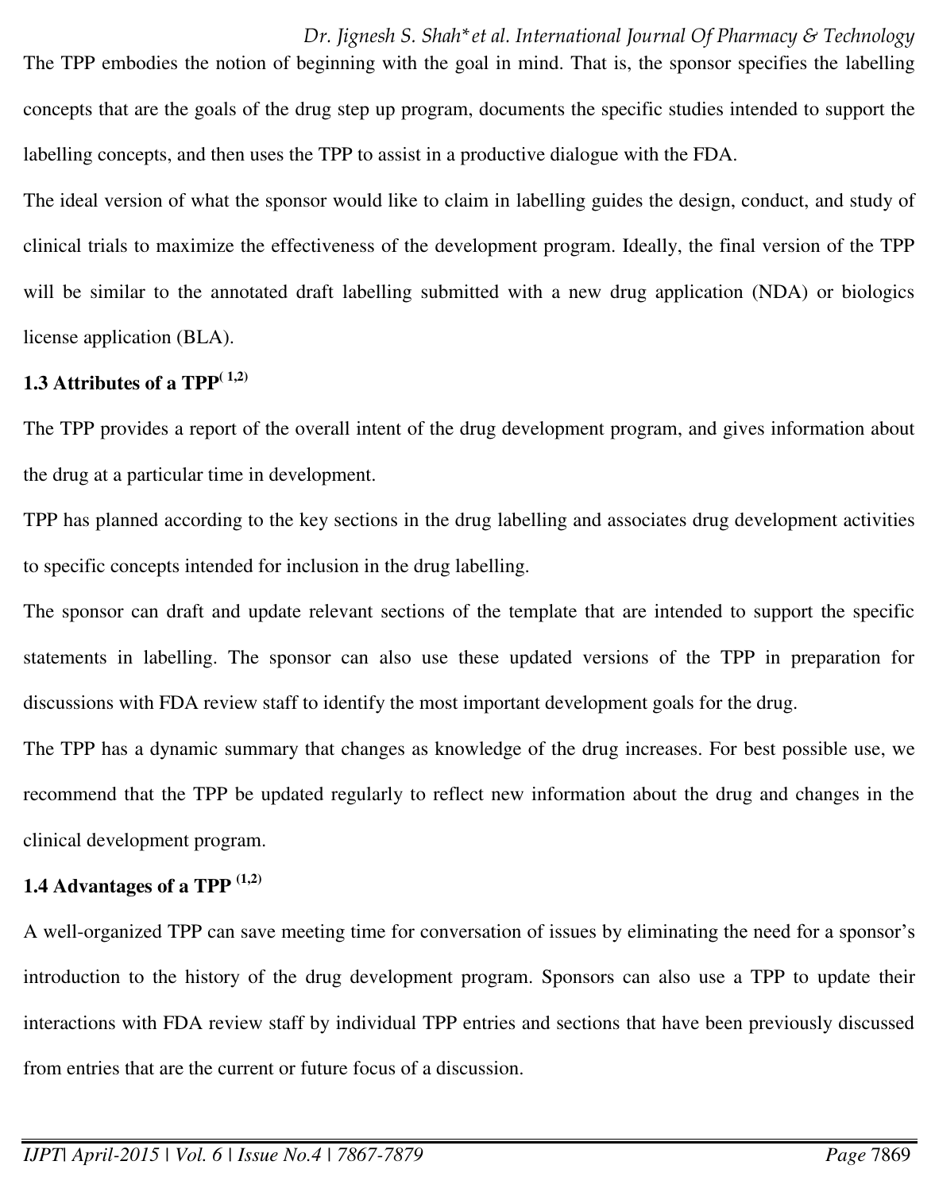The TPP embodies the notion of beginning with the goal in mind. That is, the sponsor specifies the labelling concepts that are the goals of the drug step up program, documents the specific studies intended to support the labelling concepts, and then uses the TPP to assist in a productive dialogue with the FDA.

The ideal version of what the sponsor would like to claim in labelling guides the design, conduct, and study of clinical trials to maximize the effectiveness of the development program. Ideally, the final version of the TPP will be similar to the annotated draft labelling submitted with a new drug application (NDA) or biologics license application (BLA).

### 1.3 Attributes of a TPP[1,2]

The TPP provides a report of the overall intent of the drug development program, and gives information about the drug at a particular time in development.

TPP has planned according to the key sections in the drug labelling and associates drug development activities to specific concepts intended for inclusion in the drug labelling.

The sponsor can draft and update relevant sections of the template that are intended to support the specific statements in labelling. The sponsor can also use these updated versions of the TPP in preparation for discussions with FDA review staff to identify the most important development goals for the drug.

The TPP has a dynamic summary that changes as knowledge of the drug increases. For best possible use, we recommend that the TPP be updated regularly to reflect new information about the drug and changes in the clinical development program.

### 1.4 Advantages of a TPP [1,2]

A well-organized TPP can save meeting time for conversation of issues by eliminating the need for a sponsor's introduction to the history of the drug development program. Sponsors can also use a TPP to update their interactions with FDA review staff by individual TPP entries and sections that have been previously discussed from entries that are the current or future focus of a discussion.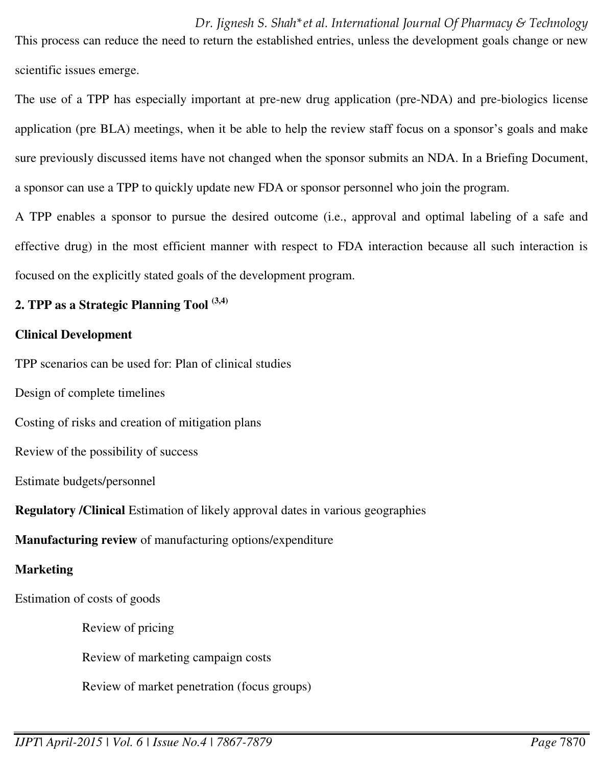This process can reduce the need to return the established entries, unless the development goals change or new scientific issues emerge.

The use of a TPP has especially important at pre-new drug application (pre-NDA) and pre-biologics license application (pre BLA) meetings, when it be able to help the review staff focus on a sponsor's goals and make sure previously discussed items have not changed when the sponsor submits an NDA. In a Briefing Document, a sponsor can use a TPP to quickly update new FDA or sponsor personnel who join the program.

A TPP enables a sponsor to pursue the desired outcome (i.e., approval and optimal labeling of a safe and effective drug) in the most efficient manner with respect to FDA interaction because all such interaction is focused on the explicitly stated goals of the development program.

**2. TPP as a Strategic Planning Tool [3,4]**

**Clinical Development**

TPP scenarios can be used for: Plan of clinical studies

Design of complete timelines

Costing of risks and creation of mitigation plans

Review of the possibility of success

Estimate budgets/personnel

**Regulatory /Clinical** Estimation of likely approval dates in various geographies

**Manufacturing review** of manufacturing options/expenditure

**Marketing**

Estimation of costs of goods

Review of pricing

Review of marketing campaign costs

Review of market penetration (focus groups)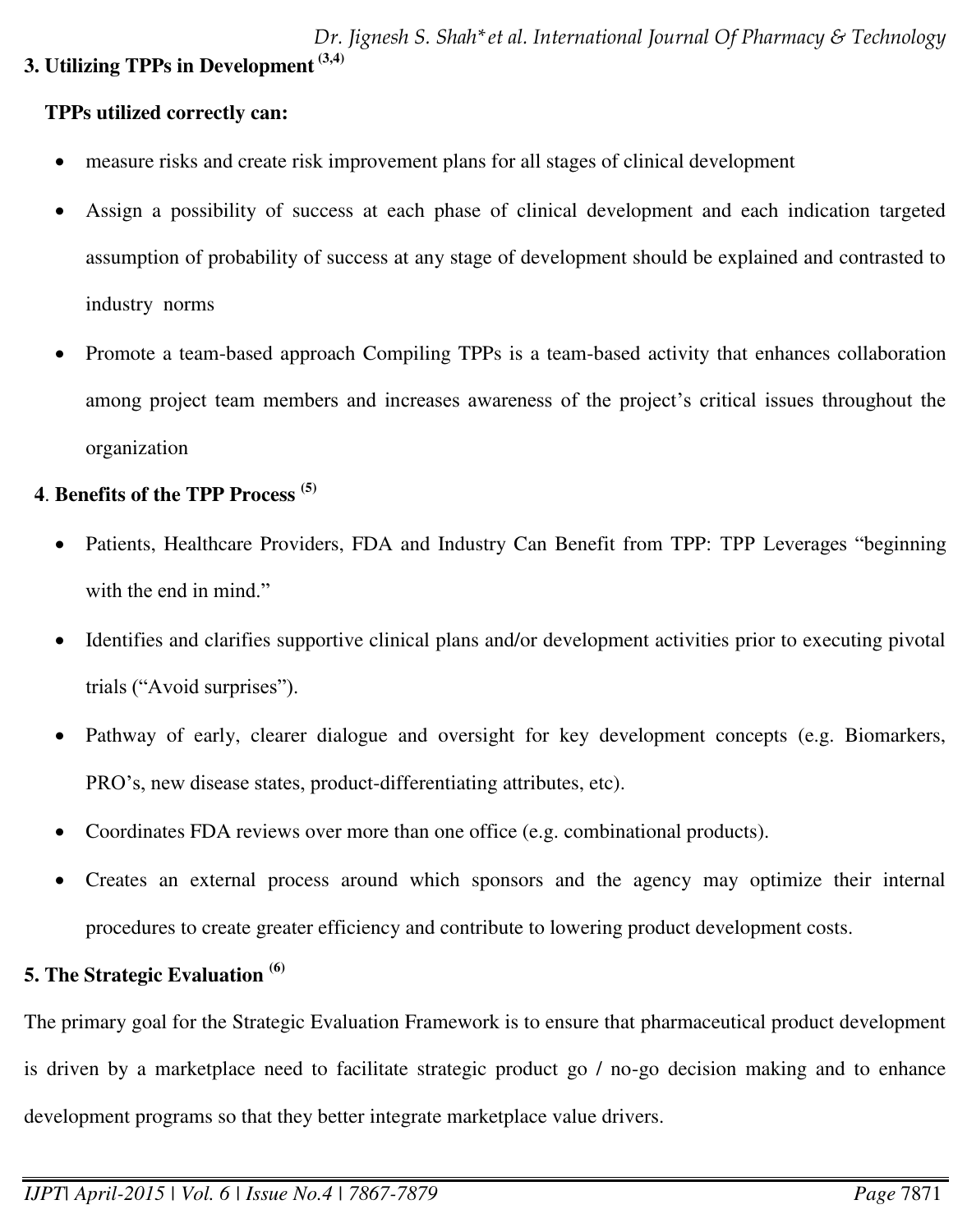## 3. Utilizing TPPs in Development [3,4]

**TPPs utilized correctly can:**

- measure risks and create risk improvement plans for all stages of clinical development
- Assign a possibility of success at each phase of clinical development and each indication targeted assumption of probability of success at any stage of development should be explained and contrasted to industry norms
- Promote a team-based approach Compiling TPPs is a team-based activity that enhances collaboration among project team members and increases awareness of the project's critical issues throughout the organization

## 4. Benefits of the TPP Process [5]

- Patients, Healthcare Providers, FDA and Industry Can Benefit from TPP: TPP Leverages "beginning with the end in mind."
- Identifies and clarifies supportive clinical plans and/or development activities prior to executing pivotal trials ("Avoid surprises").
- Pathway of early, clearer dialogue and oversight for key development concepts (e.g. Biomarkers, PRO's, new disease states, product-differentiating attributes, etc).
- Coordinates FDA reviews over more than one office (e.g. combinational products).
- Creates an external process around which sponsors and the agency may optimize their internal procedures to create greater efficiency and contribute to lowering product development costs.

## 5. The Strategic Evaluation [6]

The primary goal for the Strategic Evaluation Framework is to ensure that pharmaceutical product development is driven by a marketplace need to facilitate strategic product go / no-go decision making and to enhance development programs so that they better integrate marketplace value drivers.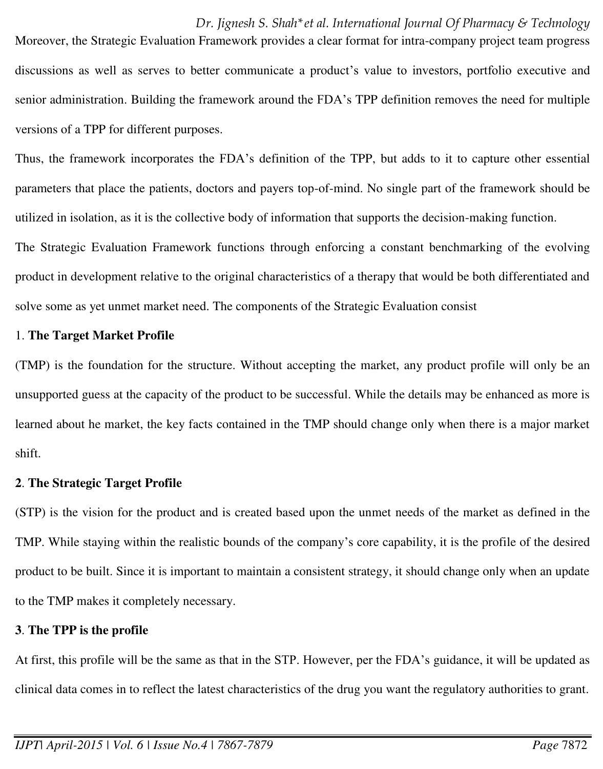Moreover, the Strategic Evaluation Framework provides a clear format for intra-company project team progress discussions as well as serves to better communicate a product's value to investors, portfolio executive and senior administration. Building the framework around the FDA's TPP definition removes the need for multiple versions of a TPP for different purposes.

Thus, the framework incorporates the FDA's definition of the TPP, but adds to it to capture other essential parameters that place the patients, doctors and payers top-of-mind. No single part of the framework should be utilized in isolation, as it is the collective body of information that supports the decision-making function.

The Strategic Evaluation Framework functions through enforcing a constant benchmarking of the evolving product in development relative to the original characteristics of a therapy that would be both differentiated and solve some as yet unmet market need. The components of the Strategic Evaluation consist

1. **The Target Market Profile**

(TMP) is the foundation for the structure. Without accepting the market, any product profile will only be an unsupported guess at the capacity of the product to be successful. While the details may be enhanced as more is learned about he market, the key facts contained in the TMP should change only when there is a major market shift.

2. **The Strategic Target Profile**

(STP) is the vision for the product and is created based upon the unmet needs of the market as defined in the TMP. While staying within the realistic bounds of the company's core capability, it is the profile of the desired product to be built. Since it is important to maintain a consistent strategy, it should change only when an update to the TMP makes it completely necessary.

3. **The TPP is the profile**

At first, this profile will be the same as that in the STP. However, per the FDA's guidance, it will be updated as clinical data comes in to reflect the latest characteristics of the drug you want the regulatory authorities to grant.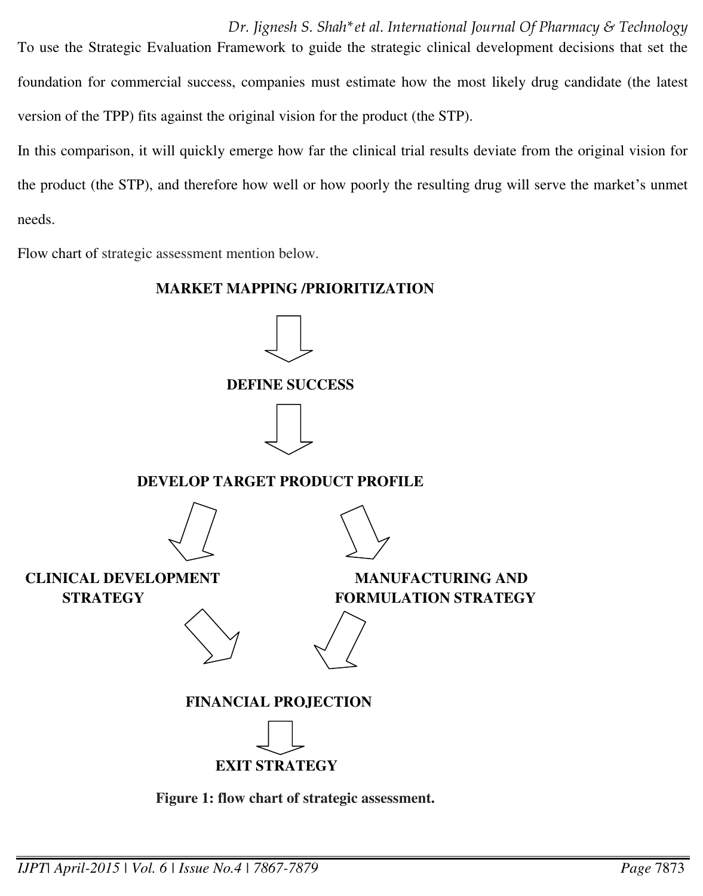To use the Strategic Evaluation Framework to guide the strategic clinical development decisions that set the foundation for commercial success, companies must estimate how the most likely drug candidate (the latest version of the TPP) fits against the original vision for the product (the STP).

In this comparison, it will quickly emerge how far the clinical trial results deviate from the original vision for the product (the STP), and therefore how well or how poorly the resulting drug will serve the market's unmet needs.

Flow chart of strategic assessment mention below.

**MARKET MAPPING /PRIORITIZATION**

⇓

**DEFINE SUCCESS**

⇓

**DEVELOP TARGET PRODUCT PROFILE**

⇙ ⇘

**CLINICAL DEVELOPMENT STRATEGY** | **MANUFACTURING AND FORMULATION STRATEGY**

⇘ ⇙

**FINANCIAL PROJECTION**

⇓

**EXIT STRATEGY**

**Figure 1: flow chart of strategic assessment.**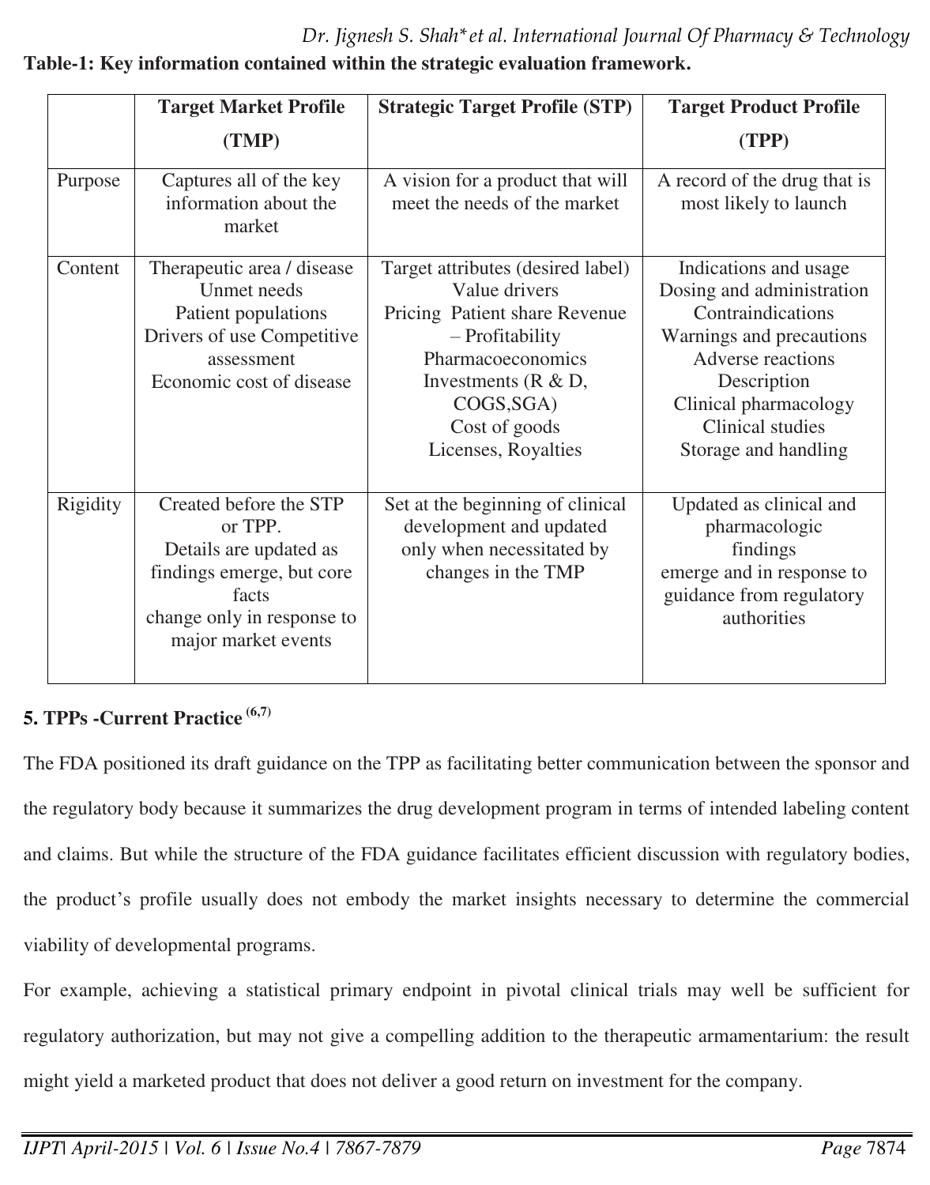**Table-1: Key information contained within the strategic evaluation framework.**

| | Target Market Profile (TMP) | Strategic Target Profile (STP) | Target Product Profile (TPP) |
|---|---|---|---|
| Purpose | Captures all of the key information about the market | A vision for a product that will meet the needs of the market | A record of the drug that is most likely to launch |
| Content | Therapeutic area / disease<br>Unmet needs<br>Patient populations<br>Drivers of use Competitive assessment<br>Economic cost of disease | Target attributes (desired label)<br>Value drivers<br>Pricing Patient share Revenue – Profitability<br>Pharmacoeconomics<br>Investments (R & D, COGS,SGA)<br>Cost of goods<br>Licenses, Royalties | Indications and usage<br>Dosing and administration<br>Contraindications<br>Warnings and precautions<br>Adverse reactions<br>Description<br>Clinical pharmacology<br>Clinical studies<br>Storage and handling |
| Rigidity | Created before the STP or TPP.<br>Details are updated as findings emerge, but core facts change only in response to major market events | Set at the beginning of clinical development and updated only when necessitated by changes in the TMP | Updated as clinical and pharmacologic findings emerge and in response to guidance from regulatory authorities |

## 5. TPPs -Current Practice [6,7]

The FDA positioned its draft guidance on the TPP as facilitating better communication between the sponsor and the regulatory body because it summarizes the drug development program in terms of intended labeling content and claims. But while the structure of the FDA guidance facilitates efficient discussion with regulatory bodies, the product's profile usually does not embody the market insights necessary to determine the commercial viability of developmental programs.

For example, achieving a statistical primary endpoint in pivotal clinical trials may well be sufficient for regulatory authorization, but may not give a compelling addition to the therapeutic armamentarium: the result might yield a marketed product that does not deliver a good return on investment for the company.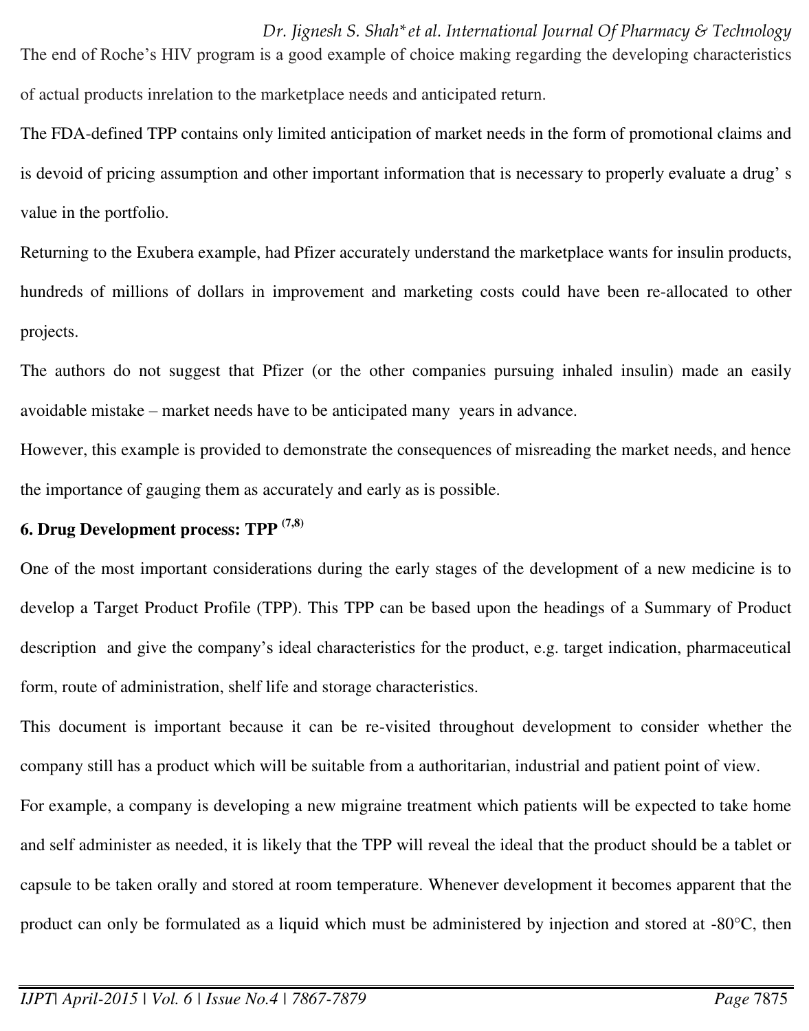The end of Roche's HIV program is a good example of choice making regarding the developing characteristics of actual products inrelation to the marketplace needs and anticipated return.

The FDA-defined TPP contains only limited anticipation of market needs in the form of promotional claims and is devoid of pricing assumption and other important information that is necessary to properly evaluate a drug' s value in the portfolio.

Returning to the Exubera example, had Pfizer accurately understand the marketplace wants for insulin products, hundreds of millions of dollars in improvement and marketing costs could have been re-allocated to other projects.

The authors do not suggest that Pfizer (or the other companies pursuing inhaled insulin) made an easily avoidable mistake – market needs have to be anticipated many years in advance.

However, this example is provided to demonstrate the consequences of misreading the market needs, and hence the importance of gauging them as accurately and early as is possible.

## 6. Drug Development process: TPP [7,8]

One of the most important considerations during the early stages of the development of a new medicine is to develop a Target Product Profile (TPP). This TPP can be based upon the headings of a Summary of Product description and give the company's ideal characteristics for the product, e.g. target indication, pharmaceutical form, route of administration, shelf life and storage characteristics.

This document is important because it can be re-visited throughout development to consider whether the company still has a product which will be suitable from a authoritarian, industrial and patient point of view.

For example, a company is developing a new migraine treatment which patients will be expected to take home and self administer as needed, it is likely that the TPP will reveal the ideal that the product should be a tablet or capsule to be taken orally and stored at room temperature. Whenever development it becomes apparent that the product can only be formulated as a liquid which must be administered by injection and stored at -80°C, then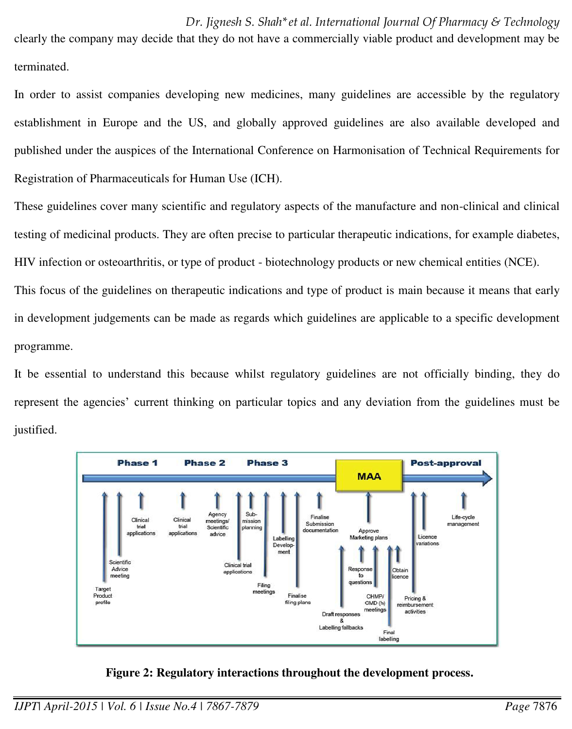clearly the company may decide that they do not have a commercially viable product and development may be terminated.

In order to assist companies developing new medicines, many guidelines are accessible by the regulatory establishment in Europe and the US, and globally approved guidelines are also available developed and published under the auspices of the International Conference on Harmonisation of Technical Requirements for Registration of Pharmaceuticals for Human Use (ICH).

These guidelines cover many scientific and regulatory aspects of the manufacture and non-clinical and clinical testing of medicinal products. They are often precise to particular therapeutic indications, for example diabetes, HIV infection or osteoarthritis, or type of product - biotechnology products or new chemical entities (NCE).

This focus of the guidelines on therapeutic indications and type of product is main because it means that early in development judgements can be made as regards which guidelines are applicable to a specific development programme.

It be essential to understand this because whilst regulatory guidelines are not officially binding, they do represent the agencies' current thinking on particular topics and any deviation from the guidelines must be justified.

**Figure 2: Regulatory interactions throughout the development process.**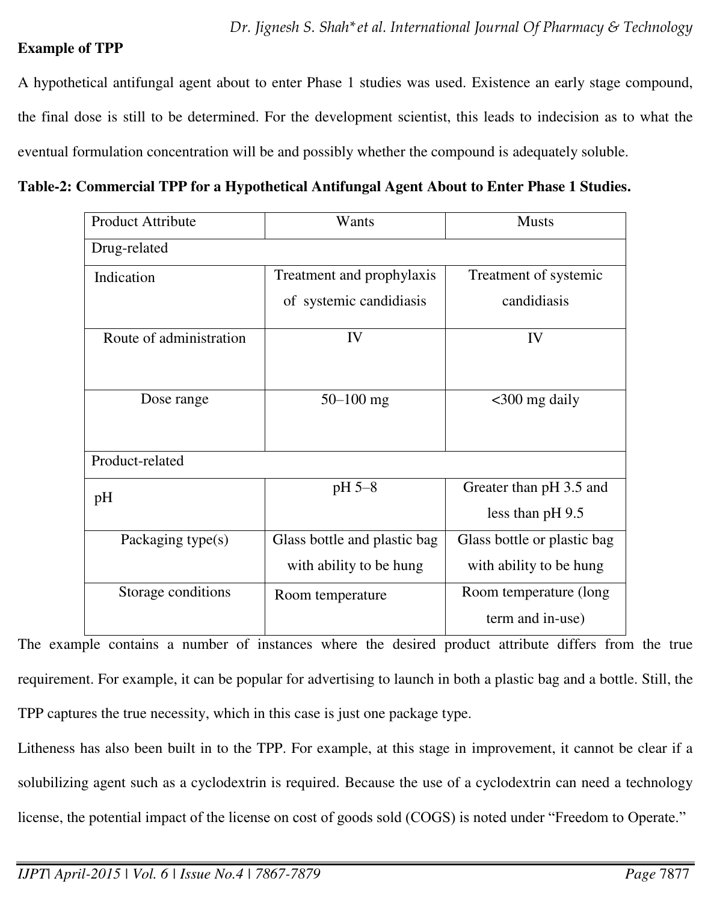**Example of TPP**

A hypothetical antifungal agent about to enter Phase 1 studies was used. Existence an early stage compound, the final dose is still to be determined. For the development scientist, this leads to indecision as to what the eventual formulation concentration will be and possibly whether the compound is adequately soluble.

**Table-2: Commercial TPP for a Hypothetical Antifungal Agent About to Enter Phase 1 Studies.**

| Product Attribute | Wants | Musts |
|---|---|---|
| Drug-related | | |
| Indication | Treatment and prophylaxis of systemic candidiasis | Treatment of systemic candidiasis |
| Route of administration | IV | IV |
| Dose range | 50–100 mg | <300 mg daily |
| Product-related | | |
| pH | pH 5–8 | Greater than pH 3.5 and less than pH 9.5 |
| Packaging type(s) | Glass bottle and plastic bag with ability to be hung | Glass bottle or plastic bag with ability to be hung |
| Storage conditions | Room temperature | Room temperature (long term and in-use) |

The example contains a number of instances where the desired product attribute differs from the true requirement. For example, it can be popular for advertising to launch in both a plastic bag and a bottle. Still, the TPP captures the true necessity, which in this case is just one package type.

Litheness has also been built in to the TPP. For example, at this stage in improvement, it cannot be clear if a solubilizing agent such as a cyclodextrin is required. Because the use of a cyclodextrin can need a technology license, the potential impact of the license on cost of goods sold (COGS) is noted under "Freedom to Operate."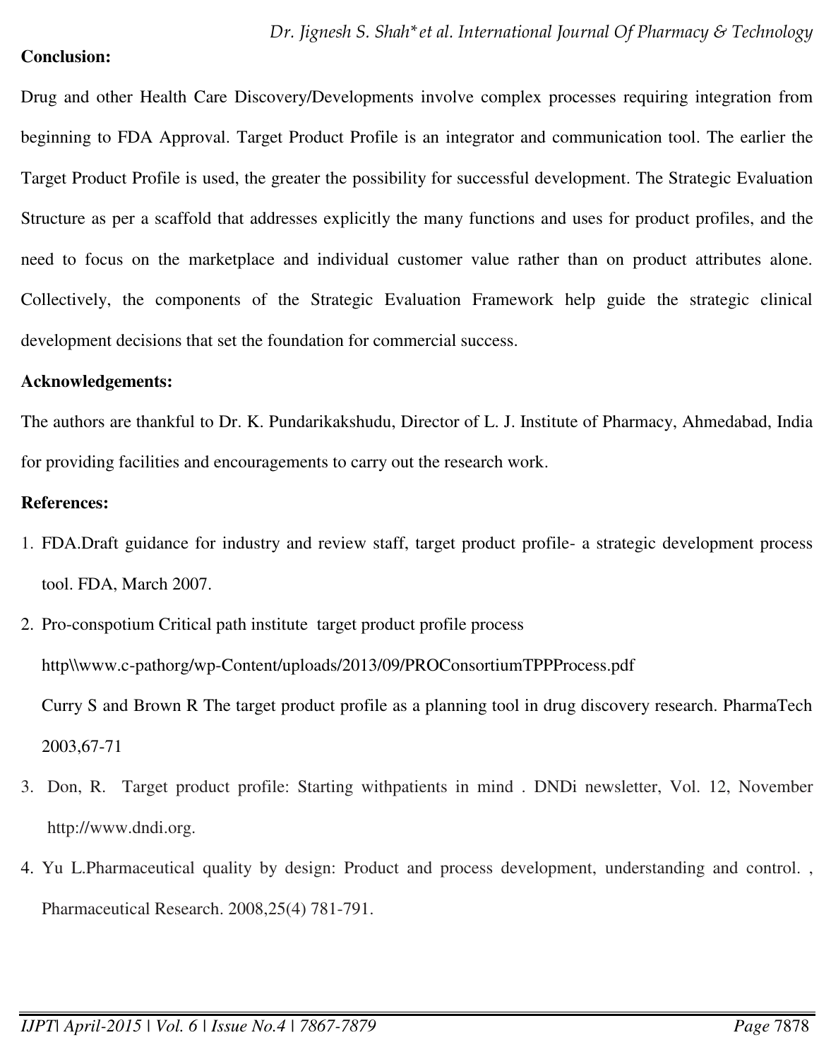**Conclusion:**

Drug and other Health Care Discovery/Developments involve complex processes requiring integration from beginning to FDA Approval. Target Product Profile is an integrator and communication tool. The earlier the Target Product Profile is used, the greater the possibility for successful development. The Strategic Evaluation Structure as per a scaffold that addresses explicitly the many functions and uses for product profiles, and the need to focus on the marketplace and individual customer value rather than on product attributes alone. Collectively, the components of the Strategic Evaluation Framework help guide the strategic clinical development decisions that set the foundation for commercial success.

**Acknowledgements:**

The authors are thankful to Dr. K. Pundarikakshudu, Director of L. J. Institute of Pharmacy, Ahmedabad, India for providing facilities and encouragements to carry out the research work.

**References:**

1. FDA.Draft guidance for industry and review staff, target product profile- a strategic development process tool. FDA, March 2007.
2. Pro-conspotium Critical path institute target product profile process http\\www.c-pathorg/wp-Content/uploads/2013/09/PROConsortiumTPPProcess.pdf
   Curry S and Brown R The target product profile as a planning tool in drug discovery research. PharmaTech 2003,67-71
3. Don, R. Target product profile: Starting withpatients in mind . DNDi newsletter, Vol. 12, November http://www.dndi.org.
4. Yu L.Pharmaceutical quality by design: Product and process development, understanding and control. , Pharmaceutical Research. 2008,25(4) 781-791.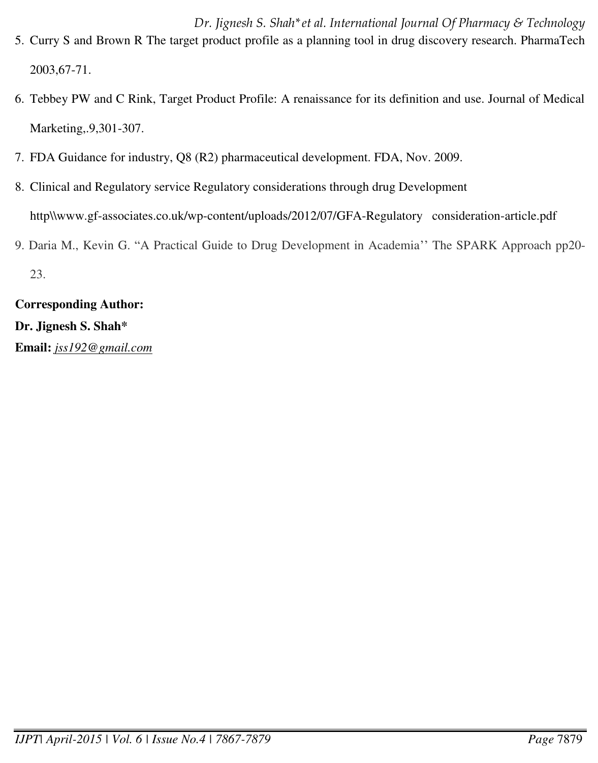5. Curry S and Brown R The target product profile as a planning tool in drug discovery research. PharmaTech 2003,67-71.

6. Tebbey PW and C Rink, Target Product Profile: A renaissance for its definition and use. Journal of Medical Marketing,.9,301-307.

7. FDA Guidance for industry, Q8 (R2) pharmaceutical development. FDA, Nov. 2009.

8. Clinical and Regulatory service Regulatory considerations through drug Development http\\www.gf-associates.co.uk/wp-content/uploads/2012/07/GFA-Regulatory consideration-article.pdf

9. Daria M., Kevin G. "A Practical Guide to Drug Development in Academia'' The SPARK Approach pp20-23.

**Corresponding Author:**

**Dr. Jignesh S. Shah***

**Email:** *jss192@gmail.com*